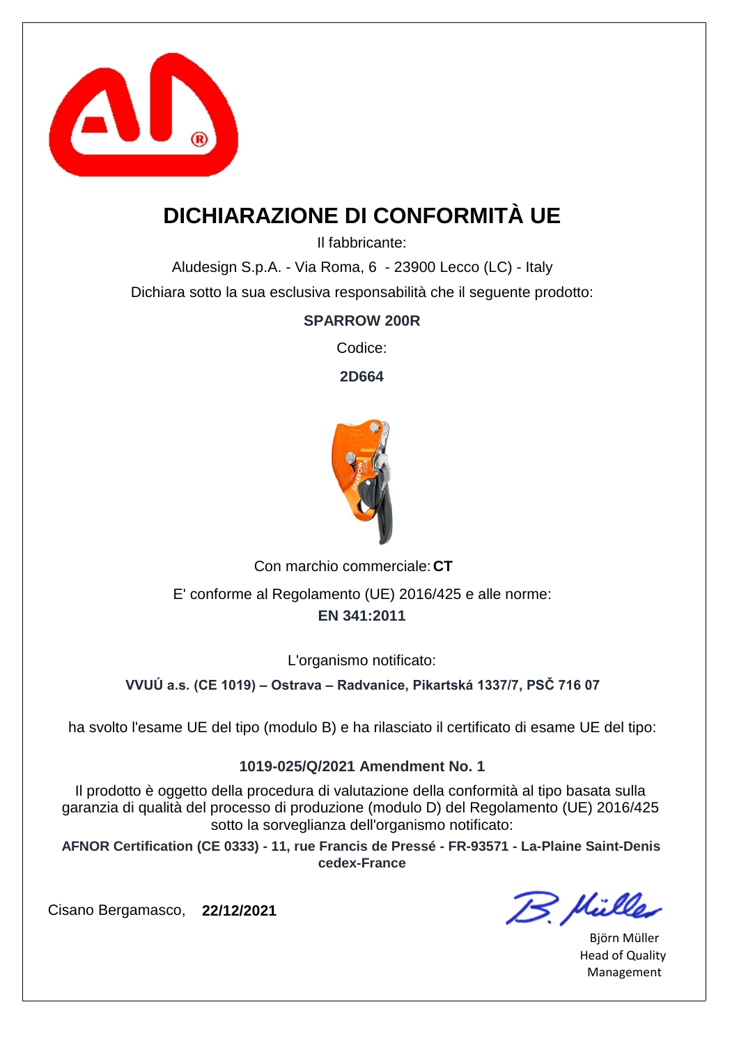# DICHIARAZIONE DI CONFORMITÀ UE

Il fabbricante:

Aludesign S.p.A. - Via Roma, 6 - 23900 Lecco (LC) - Italy

Dichiara sotto la sua esclusiva responsabilità che il seguente prodotto:

**SPARROW 200R**

Codice:

**2D664**

Con marchio commerciale: **CT**

E' conforme al Regolamento (UE) 2016/425 e alle norme:

**EN 341:2011**

L'organismo notificato:

**VVUÚ a.s. (CE 1019) – Ostrava – Radvanice, Pikartská 1337/7, PSČ 716 07**

ha svolto l'esame UE del tipo (modulo B) e ha rilasciato il certificato di esame UE del tipo:

**1019-025/Q/2021 Amendment No. 1**

Il prodotto è oggetto della procedura di valutazione della conformità al tipo basata sulla garanzia di qualità del processo di produzione (modulo D) del Regolamento (UE) 2016/425 sotto la sorveglianza dell'organismo notificato:

**AFNOR Certification (CE 0333) - 11, rue Francis de Pressé - FR-93571 - La-Plaine Saint-Denis cedex-France**

Cisano Bergamasco, **22/12/2021**

Björn Müller
Head of Quality Management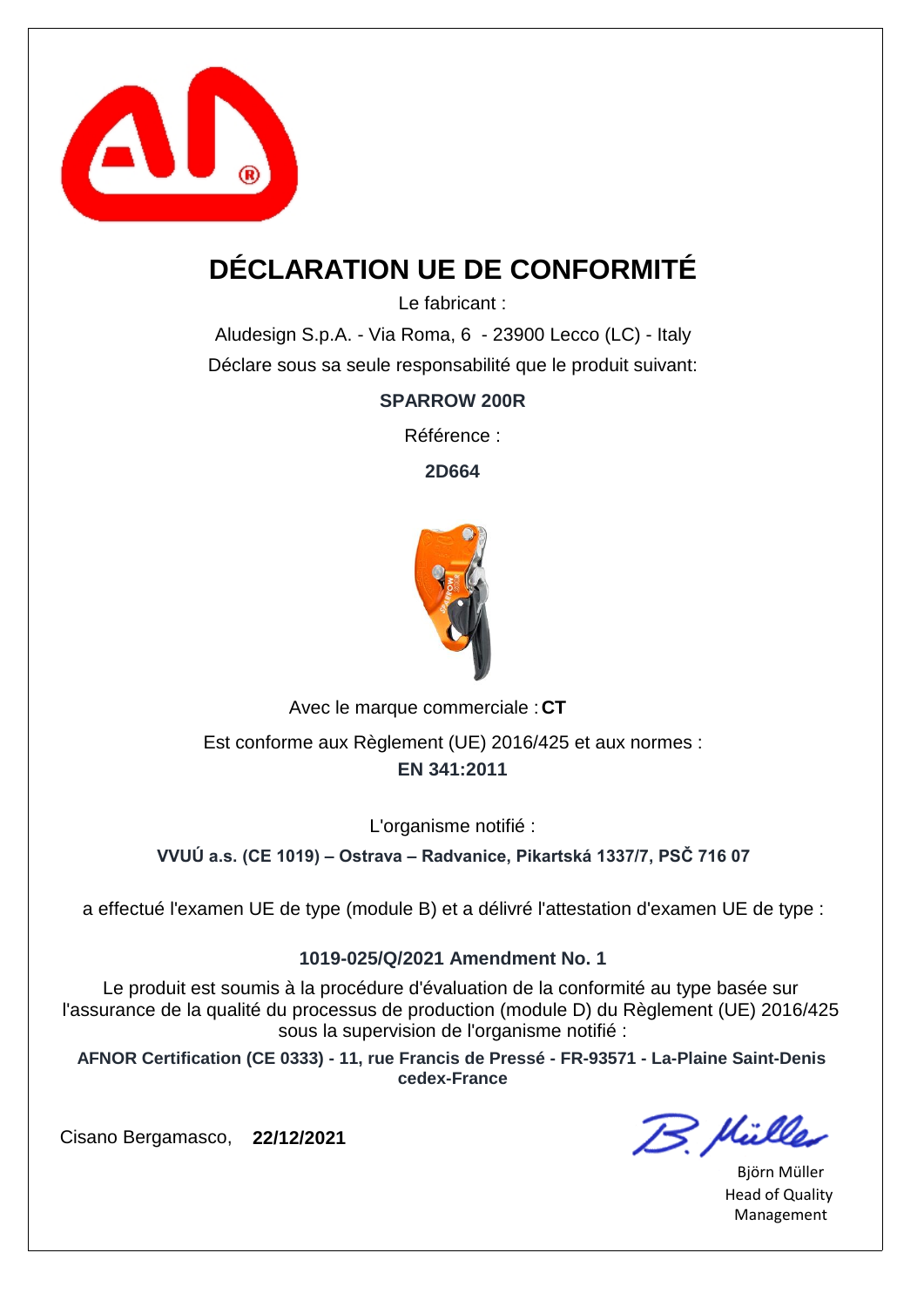# DÉCLARATION UE DE CONFORMITÉ

Le fabricant :

Aludesign S.p.A. - Via Roma, 6 - 23900 Lecco (LC) - Italy

Déclare sous sa seule responsabilité que le produit suivant:

**SPARROW 200R**

Référence :

**2D664**

Avec le marque commerciale : **CT**

Est conforme aux Règlement (UE) 2016/425 et aux normes :

**EN 341:2011**

L'organisme notifié :

**VVUÚ a.s. (CE 1019) – Ostrava – Radvanice, Pikartská 1337/7, PSČ 716 07**

a effectué l'examen UE de type (module B) et a délivré l'attestation d'examen UE de type :

**1019-025/Q/2021 Amendment No. 1**

Le produit est soumis à la procédure d'évaluation de la conformité au type basée sur l'assurance de la qualité du processus de production (module D) du Règlement (UE) 2016/425 sous la supervision de l'organisme notifié :

**AFNOR Certification (CE 0333) - 11, rue Francis de Pressé - FR-93571 - La-Plaine Saint-Denis cedex-France**

Cisano Bergamasco, **22/12/2021**

Björn Müller
Head of Quality Management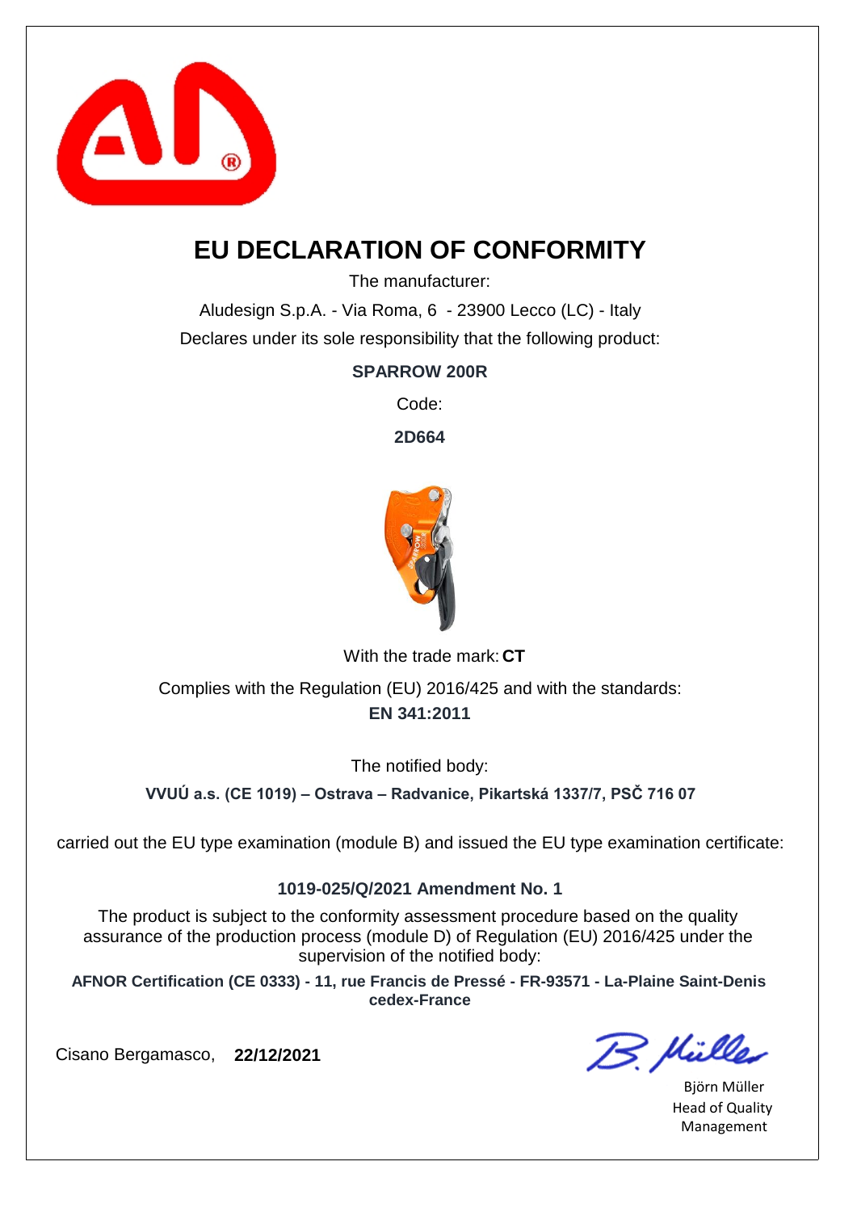# EU DECLARATION OF CONFORMITY

The manufacturer:

Aludesign S.p.A. - Via Roma, 6 - 23900 Lecco (LC) - Italy

Declares under its sole responsibility that the following product:

**SPARROW 200R**

Code:

**2D664**

With the trade mark: **CT**

Complies with the Regulation (EU) 2016/425 and with the standards:
**EN 341:2011**

The notified body:

**VVUÚ a.s. (CE 1019) – Ostrava – Radvanice, Pikartská 1337/7, PSČ 716 07**

carried out the EU type examination (module B) and issued the EU type examination certificate:

**1019-025/Q/2021 Amendment No. 1**

The product is subject to the conformity assessment procedure based on the quality assurance of the production process (module D) of Regulation (EU) 2016/425 under the supervision of the notified body:

**AFNOR Certification (CE 0333) - 11, rue Francis de Pressé - FR-93571 - La-Plaine Saint-Denis cedex-France**

Cisano Bergamasco, **22/12/2021**

Björn Müller
Head of Quality Management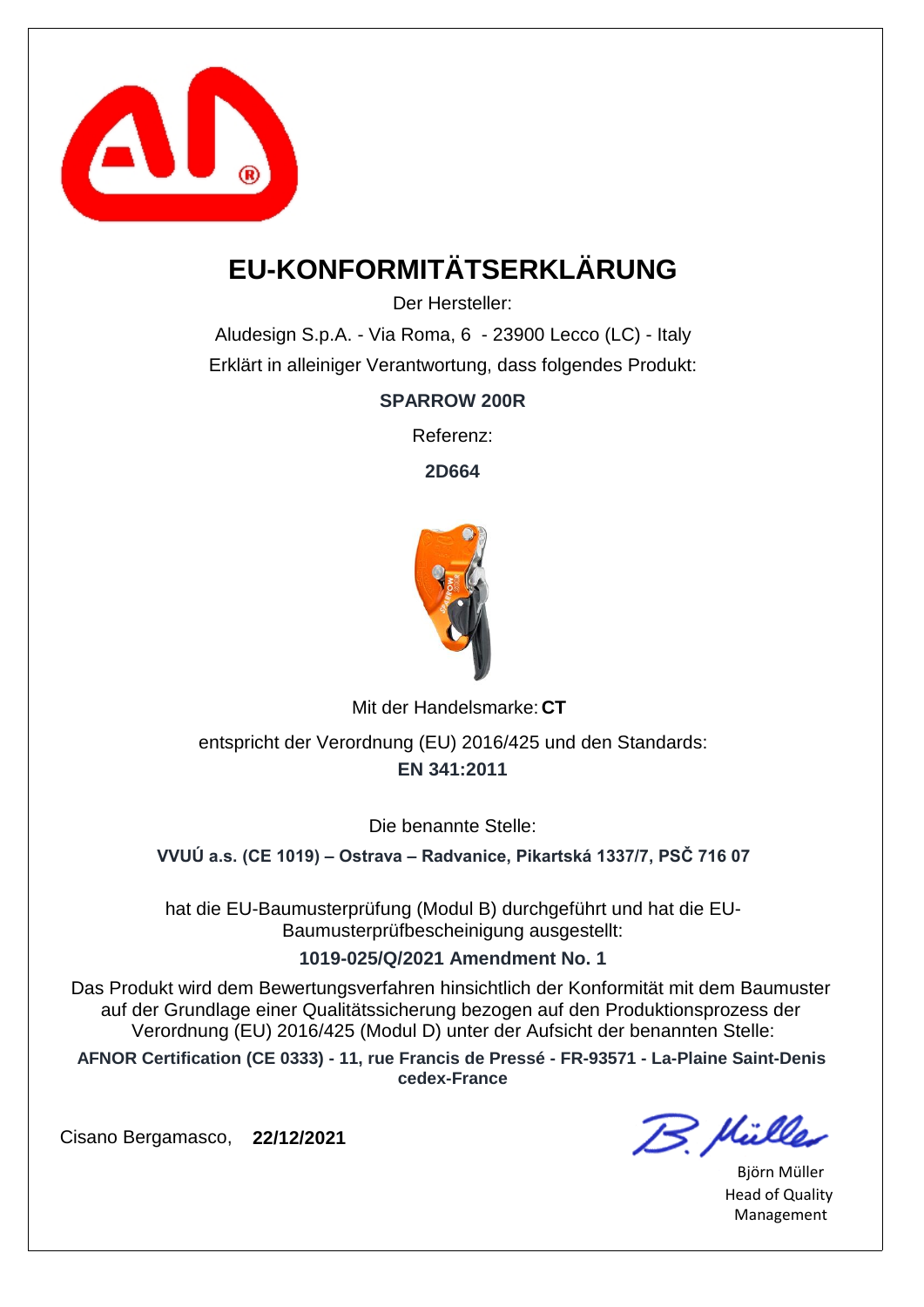# EU-KONFORMITÄTSERKLÄRUNG

Der Hersteller:

Aludesign S.p.A. - Via Roma, 6 - 23900 Lecco (LC) - Italy

Erklärt in alleiniger Verantwortung, dass folgendes Produkt:

**SPARROW 200R**

Referenz:

**2D664**

Mit der Handelsmarke: **CT**

entspricht der Verordnung (EU) 2016/425 und den Standards:

**EN 341:2011**

Die benannte Stelle:

**VVUÚ a.s. (CE 1019) – Ostrava – Radvanice, Pikartská 1337/7, PSČ 716 07**

hat die EU-Baumusterprüfung (Modul B) durchgeführt und hat die EU-Baumusterprüfbescheinigung ausgestellt:

**1019-025/Q/2021 Amendment No. 1**

Das Produkt wird dem Bewertungsverfahren hinsichtlich der Konformität mit dem Baumuster auf der Grundlage einer Qualitätssicherung bezogen auf den Produktionsprozess der Verordnung (EU) 2016/425 (Modul D) unter der Aufsicht der benannten Stelle:

**AFNOR Certification (CE 0333) - 11, rue Francis de Pressé - FR-93571 - La-Plaine Saint-Denis cedex-France**

Cisano Bergamasco, **22/12/2021**

Björn Müller
Head of Quality Management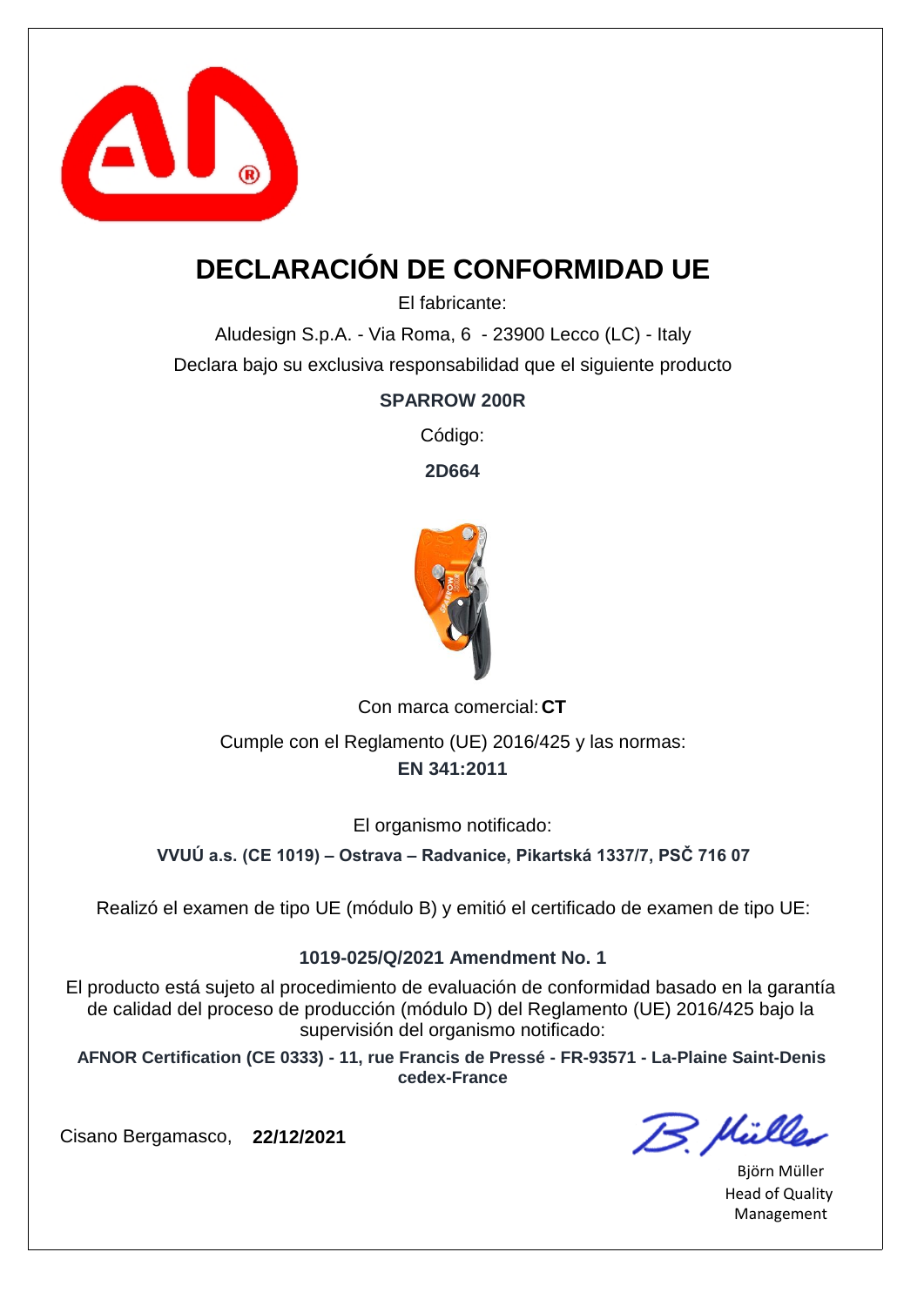# DECLARACIÓN DE CONFORMIDAD UE

El fabricante:

Aludesign S.p.A. - Via Roma, 6 - 23900 Lecco (LC) - Italy

Declara bajo su exclusiva responsabilidad que el siguiente producto

**SPARROW 200R**

Código:

**2D664**

Con marca comercial: **CT**

Cumple con el Reglamento (UE) 2016/425 y las normas:

**EN 341:2011**

El organismo notificado:

**VVUÚ a.s. (CE 1019) – Ostrava – Radvanice, Pikartská 1337/7, PSČ 716 07**

Realizó el examen de tipo UE (módulo B) y emitió el certificado de examen de tipo UE:

**1019-025/Q/2021 Amendment No. 1**

El producto está sujeto al procedimiento de evaluación de conformidad basado en la garantía de calidad del proceso de producción (módulo D) del Reglamento (UE) 2016/425 bajo la supervisión del organismo notificado:

**AFNOR Certification (CE 0333) - 11, rue Francis de Pressé - FR-93571 - La-Plaine Saint-Denis cedex-France**

Cisano Bergamasco, **22/12/2021**

Björn Müller
Head of Quality Management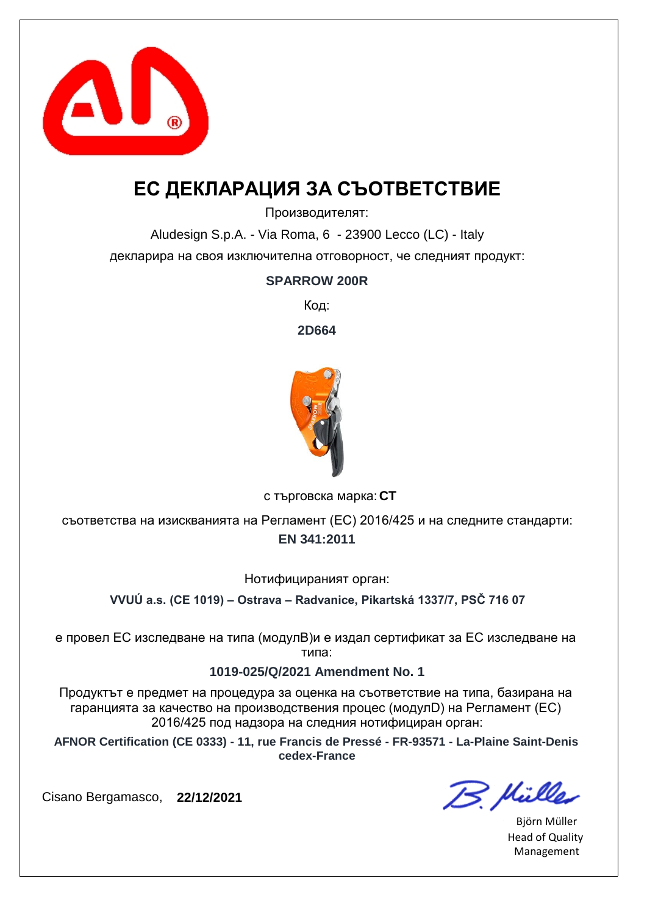# ЕС ДЕКЛАРАЦИЯ ЗА СЪОТВЕТСТВИЕ

Производителят:

Aludesign S.p.A. - Via Roma, 6 - 23900 Lecco (LC) - Italy

декларира на своя изключителна отговорност, че следният продукт:

**SPARROW 200R**

Код:

**2D664**

с търговска марка: **CT**

съответства на изискванията на Регламент (ЕС) 2016/425 и на следните стандарти:

**EN 341:2011**

Нотифицираният орган:

**VVUÚ a.s. (CE 1019) – Ostrava – Radvanice, Pikartská 1337/7, PSČ 716 07**

е провел ЕС изследване на типа (модулВ)и е издал сертификат за ЕС изследване на типа:

**1019-025/Q/2021 Amendment No. 1**

Продуктът е предмет на процедура за оценка на съответствие на типа, базирана на гаранцията за качество на производствения процес (модулD) на Регламент (ЕС) 2016/425 под надзора на следния нотифициран орган:

**AFNOR Certification (CE 0333) - 11, rue Francis de Pressé - FR-93571 - La-Plaine Saint-Denis cedex-France**

Cisano Bergamasco, **22/12/2021**

Björn Müller
Head of Quality Management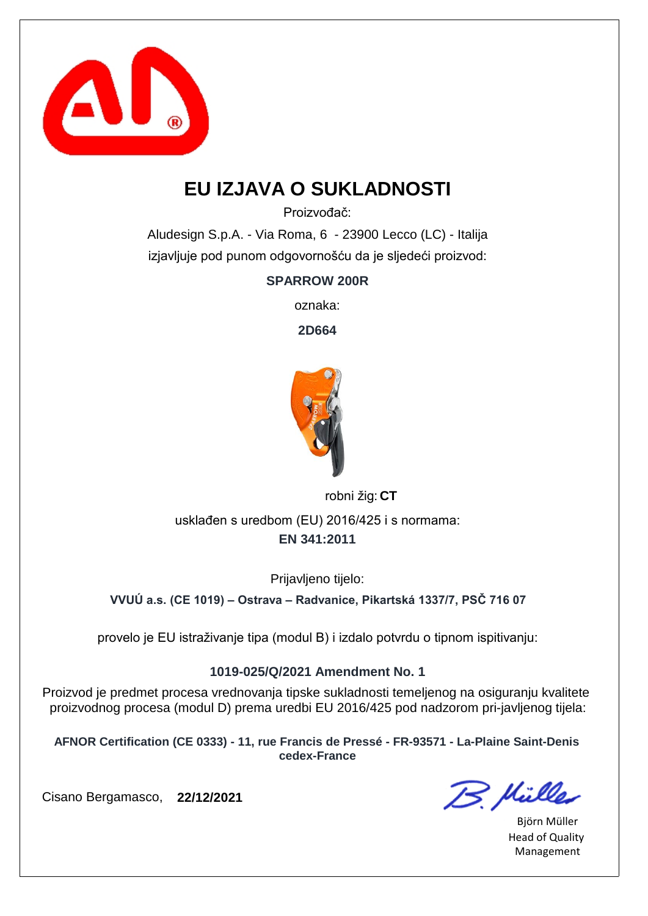# EU IZJAVA O SUKLADNOSTI

Proizvođač:

Aludesign S.p.A. - Via Roma, 6 - 23900 Lecco (LC) - Italija

izjavljuje pod punom odgovornošću da je sljedeći proizvod:

**SPARROW 200R**

oznaka:

**2D664**

robni žig: **CT**

usklađen s uredbom (EU) 2016/425 i s normama:

**EN 341:2011**

Prijavljeno tijelo:

**VVUÚ a.s. (CE 1019) – Ostrava – Radvanice, Pikartská 1337/7, PSČ 716 07**

provelo je EU istraživanje tipa (modul B) i izdalo potvrdu o tipnom ispitivanju:

**1019-025/Q/2021 Amendment No. 1**

Proizvod je predmet procesa vrednovanja tipske sukladnosti temeljenog na osiguranju kvalitete proizvodnog procesa (modul D) prema uredbi EU 2016/425 pod nadzorom pri-javljenog tijela:

**AFNOR Certification (CE 0333) - 11, rue Francis de Pressé - FR-93571 - La-Plaine Saint-Denis cedex-France**

Cisano Bergamasco, **22/12/2021**

Björn Müller
Head of Quality Management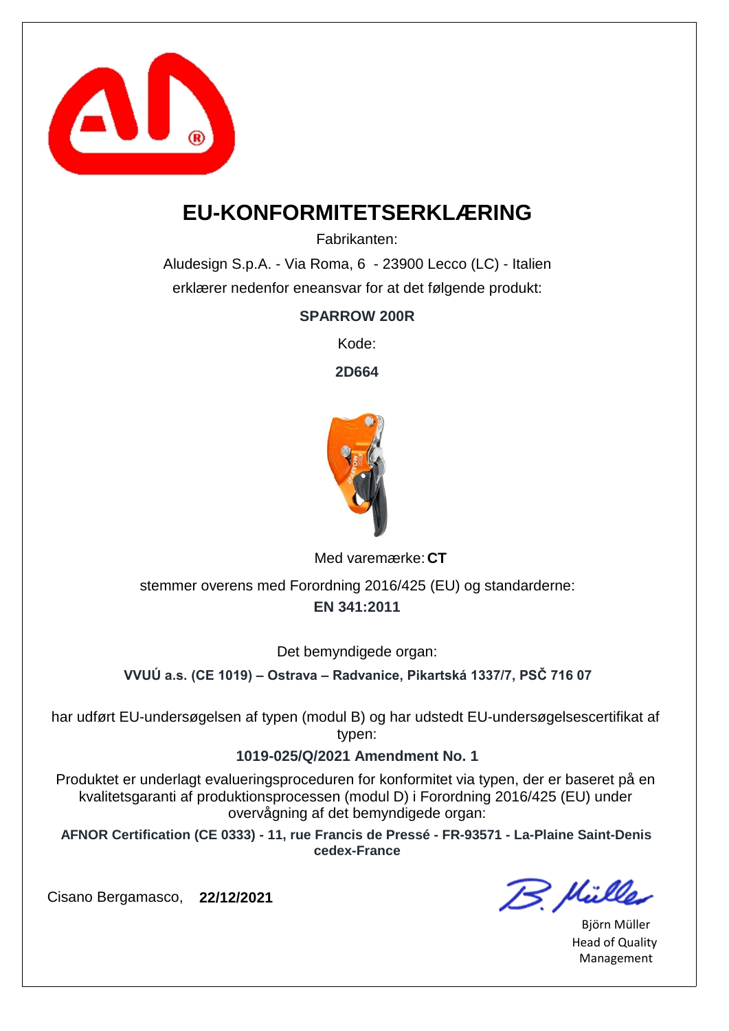# EU-KONFORMITETSERKLÆRING

Fabrikanten:

Aludesign S.p.A. - Via Roma, 6 - 23900 Lecco (LC) - Italien

erklærer nedenfor eneansvar for at det følgende produkt:

**SPARROW 200R**

Kode:

**2D664**

Med varemærke: **CT**

stemmer overens med Forordning 2016/425 (EU) og standarderne:

**EN 341:2011**

Det bemyndigede organ:

**VVUÚ a.s. (CE 1019) – Ostrava – Radvanice, Pikartská 1337/7, PSČ 716 07**

har udført EU-undersøgelsen af typen (modul B) og har udstedt EU-undersøgelsescertifikat af typen:

**1019-025/Q/2021 Amendment No. 1**

Produktet er underlagt evalueringsproceduren for konformitet via typen, der er baseret på en kvalitetsgaranti af produktionsprocessen (modul D) i Forordning 2016/425 (EU) under overvågning af det bemyndigede organ:

**AFNOR Certification (CE 0333) - 11, rue Francis de Pressé - FR-93571 - La-Plaine Saint-Denis cedex-France**

Cisano Bergamasco, **22/12/2021**

Björn Müller
Head of Quality Management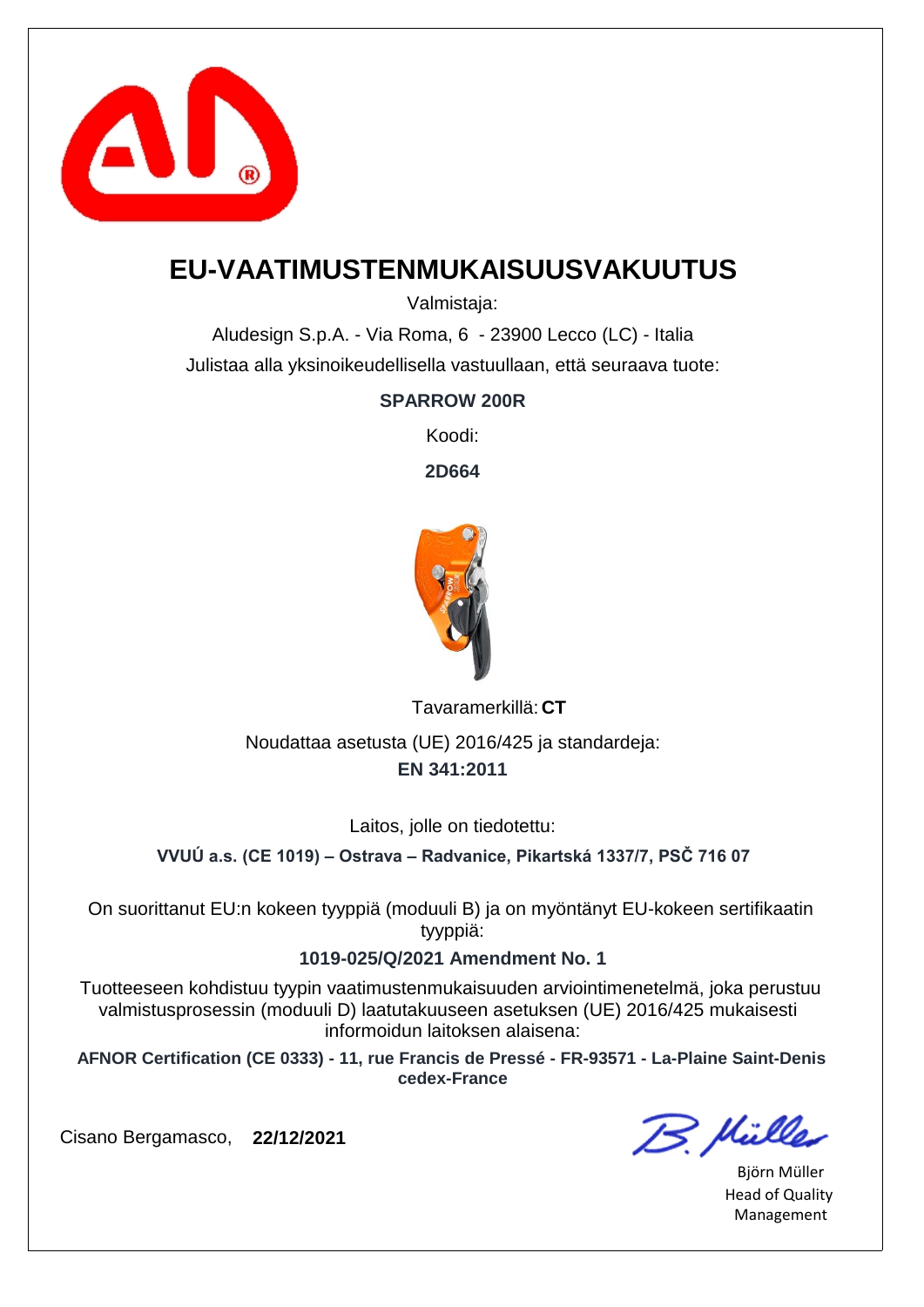# EU-VAATIMUSTENMUKAISUUSVAKUUTUS

Valmistaja:

Aludesign S.p.A. - Via Roma, 6 - 23900 Lecco (LC) - Italia

Julistaa alla yksinoikeudellisella vastuullaan, että seuraava tuote:

**SPARROW 200R**

Koodi:

**2D664**

Tavaramerkillä: **CT**

Noudattaa asetusta (UE) 2016/425 ja standardeja:

**EN 341:2011**

Laitos, jolle on tiedotettu:

**VVUÚ a.s. (CE 1019) – Ostrava – Radvanice, Pikartská 1337/7, PSČ 716 07**

On suorittanut EU:n kokeen tyyppiä (moduuli B) ja on myöntänyt EU-kokeen sertifikaatin tyyppiä:

**1019-025/Q/2021 Amendment No. 1**

Tuotteeseen kohdistuu tyypin vaatimustenmukaisuuden arviointimenetelmä, joka perustuu valmistusprosessin (moduuli D) laatutakuuseen asetuksen (UE) 2016/425 mukaisesti informoidun laitoksen alaisena:

**AFNOR Certification (CE 0333) - 11, rue Francis de Pressé - FR-93571 - La-Plaine Saint-Denis cedex-France**

Cisano Bergamasco, **22/12/2021**

Björn Müller
Head of Quality Management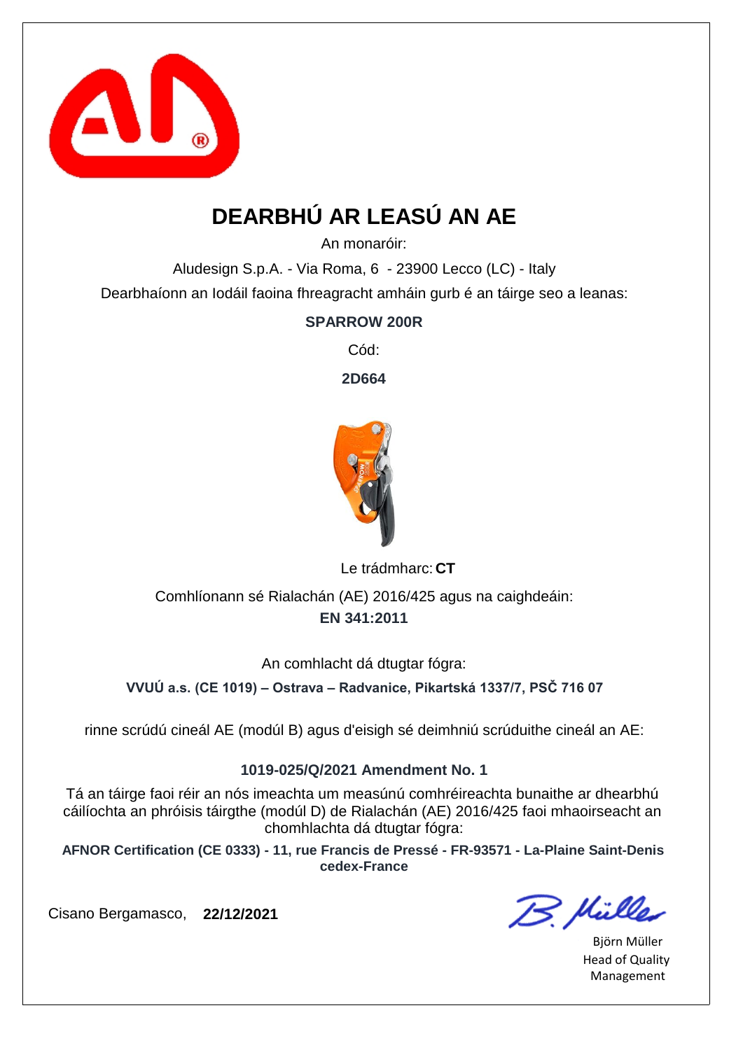# DEARBHÚ AR LEASÚ AN AE

An monaróir:

Aludesign S.p.A. - Via Roma, 6 - 23900 Lecco (LC) - Italy

Dearbhaíonn an Iodáil faoina fhreagracht amháin gurb é an táirge seo a leanas:

**SPARROW 200R**

Cód:

**2D664**

Le trádmharc: **CT**

Comhlíonann sé Rialachán (AE) 2016/425 agus na caighdeáin:

**EN 341:2011**

An comhlacht dá dtugtar fógra:

**VVUÚ a.s. (CE 1019) – Ostrava – Radvanice, Pikartská 1337/7, PSČ 716 07**

rinne scrúdú cineál AE (modúl B) agus d'eisigh sé deimhniú scrúduithe cineál an AE:

**1019-025/Q/2021 Amendment No. 1**

Tá an táirge faoi réir an nós imeachta um measúnú comhréireachta bunaithe ar dhearbhú cáilíochta an phróisis táirgthe (modúl D) de Rialachán (AE) 2016/425 faoi mhaoirseacht an chomhlachta dá dtugtar fógra:

**AFNOR Certification (CE 0333) - 11, rue Francis de Pressé - FR-93571 - La-Plaine Saint-Denis cedex-France**

Cisano Bergamasco, **22/12/2021**

Björn Müller
Head of Quality Management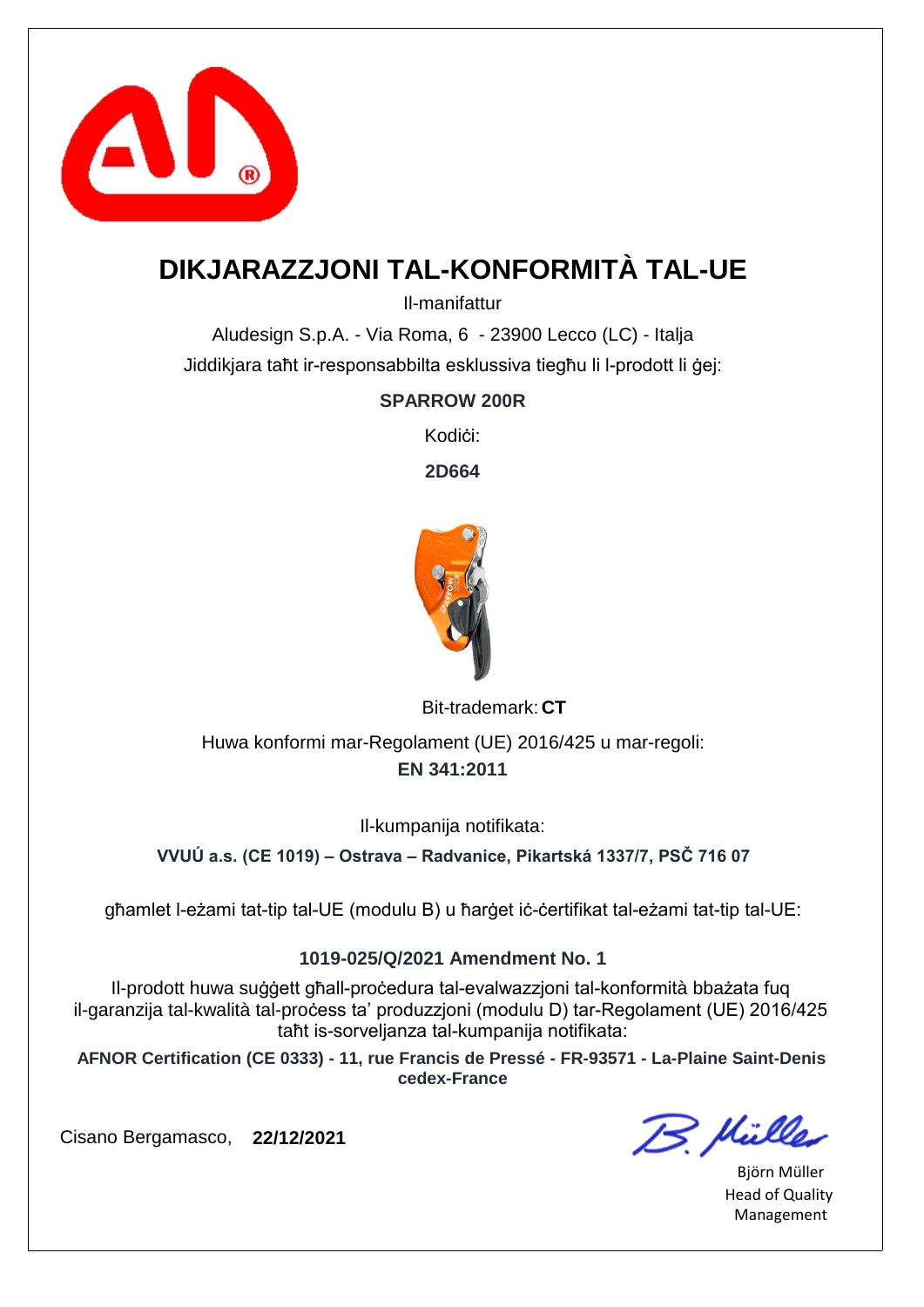# DIKJARAZZJONI TAL-KONFORMITÀ TAL-UE

Il-manifattur

Aludesign S.p.A. - Via Roma, 6 - 23900 Lecco (LC) - Italja

Jiddikjara taħt ir-responsabbilta esklussiva tiegħu li l-prodott li ġej:

**SPARROW 200R**

Kodiċi:

**2D664**

Bit-trademark: **CT**

Huwa konformi mar-Regolament (UE) 2016/425 u mar-regoli:

**EN 341:2011**

Il-kumpanija notifikata:

**VVUÚ a.s. (CE 1019) – Ostrava – Radvanice, Pikartská 1337/7, PSČ 716 07**

għamlet l-eżami tat-tip tal-UE (modulu B) u ħarġet iċ-ċertifikat tal-eżami tat-tip tal-UE:

**1019-025/Q/2021 Amendment No. 1**

Il-prodott huwa suġġett għall-proċedura tal-evalwazzjoni tal-konformità bbażata fuq il-garanzija tal-kwalità tal-proċess ta' produzzjoni (modulu D) tar-Regolament (UE) 2016/425 taħt is-sorveljanza tal-kumpanija notifikata:

**AFNOR Certification (CE 0333) - 11, rue Francis de Pressé - FR-93571 - La-Plaine Saint-Denis cedex-France**

Cisano Bergamasco, **22/12/2021**

Björn Müller
Head of Quality Management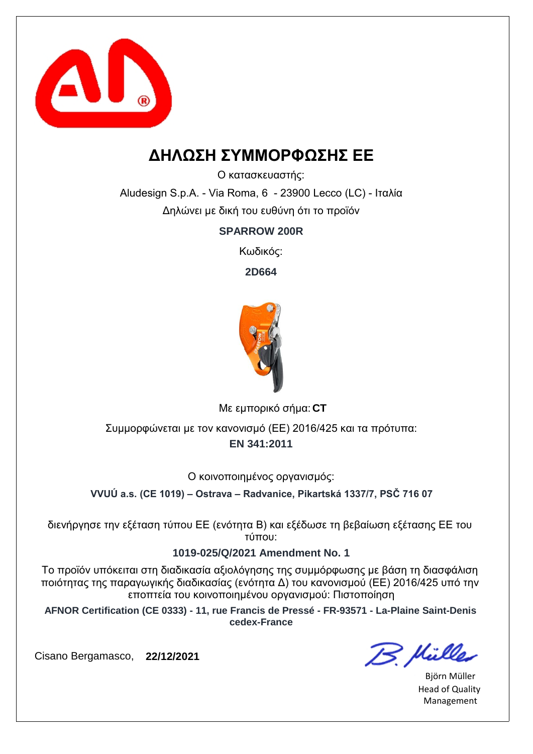# ΔΗΛΩΣΗ ΣΥΜΜΟΡΦΩΣΗΣ ΕΕ

Ο κατασκευαστής:

Aludesign S.p.A. - Via Roma, 6 - 23900 Lecco (LC) - Ιταλία

Δηλώνει με δική του ευθύνη ότι το προϊόν

**SPARROW 200R**

Κωδικός:

**2D664**

Με εμπορικό σήμα: **CT**

Συμμορφώνεται με τον κανονισμό (ΕΕ) 2016/425 και τα πρότυπα:

**EN 341:2011**

Ο κοινοποιημένος οργανισμός:

**VVUÚ a.s. (CE 1019) – Ostrava – Radvanice, Pikartská 1337/7, PSČ 716 07**

διενήργησε την εξέταση τύπου ΕΕ (ενότητα Β) και εξέδωσε τη βεβαίωση εξέτασης ΕΕ του τύπου:

**1019-025/Q/2021 Amendment No. 1**

Το προϊόν υπόκειται στη διαδικασία αξιολόγησης της συμμόρφωσης με βάση τη διασφάλιση ποιότητας της παραγωγικής διαδικασίας (ενότητα Δ) του κανονισμού (ΕΕ) 2016/425 υπό την εποπτεία του κοινοποιημένου οργανισμού: Πιστοποίηση

**AFNOR Certification (CE 0333) - 11, rue Francis de Pressé - FR-93571 - La-Plaine Saint-Denis cedex-France**

Cisano Bergamasco, **22/12/2021**

Björn Müller
Head of Quality Management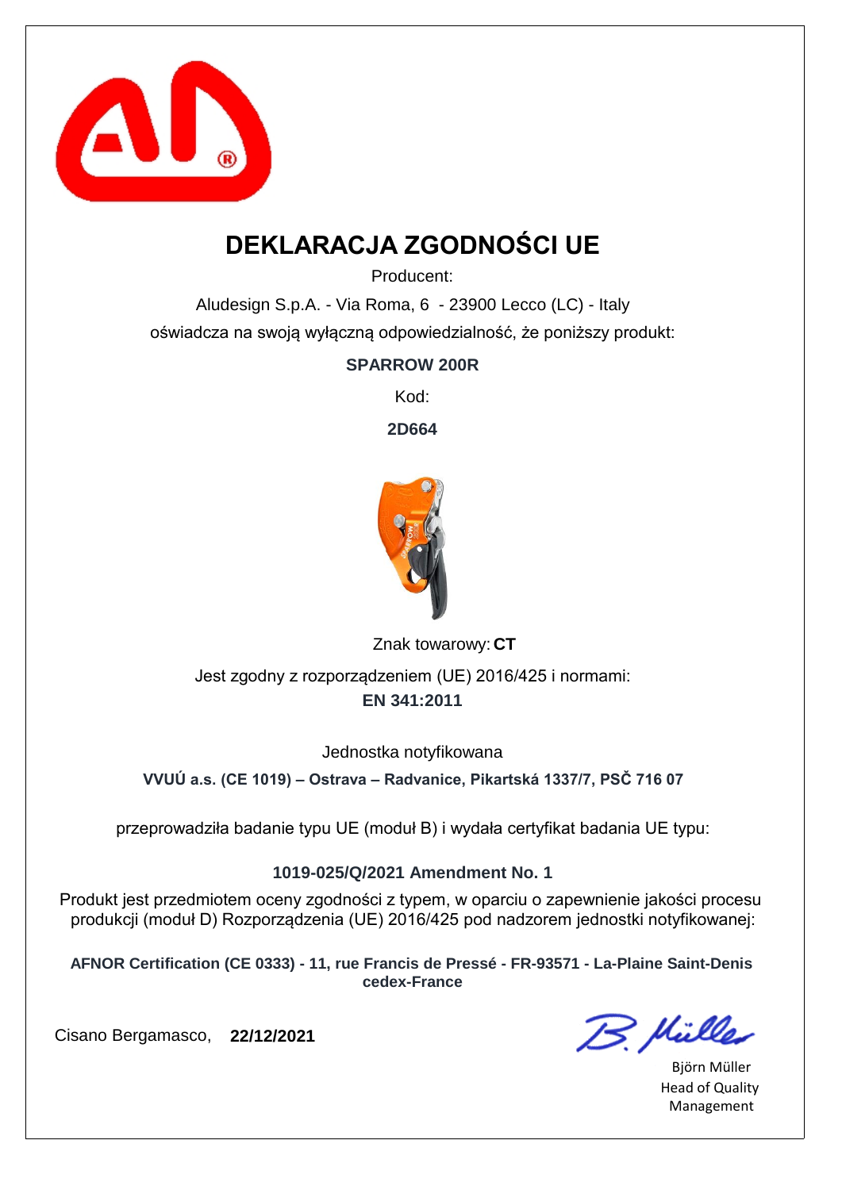# DEKLARACJA ZGODNOŚCI UE

Producent:

Aludesign S.p.A. - Via Roma, 6 - 23900 Lecco (LC) - Italy

oświadcza na swoją wyłączną odpowiedzialność, że poniższy produkt:

**SPARROW 200R**

Kod:

**2D664**

Znak towarowy: **CT**

Jest zgodny z rozporządzeniem (UE) 2016/425 i normami:

**EN 341:2011**

Jednostka notyfikowana

**VVUÚ a.s. (CE 1019) – Ostrava – Radvanice, Pikartská 1337/7, PSČ 716 07**

przeprowadziła badanie typu UE (moduł B) i wydała certyfikat badania UE typu:

**1019-025/Q/2021 Amendment No. 1**

Produkt jest przedmiotem oceny zgodności z typem, w oparciu o zapewnienie jakości procesu produkcji (moduł D) Rozporządzenia (UE) 2016/425 pod nadzorem jednostki notyfikowanej:

**AFNOR Certification (CE 0333) - 11, rue Francis de Pressé - FR-93571 - La-Plaine Saint-Denis cedex-France**

Cisano Bergamasco, **22/12/2021**

B. Müller

Björn Müller
Head of Quality Management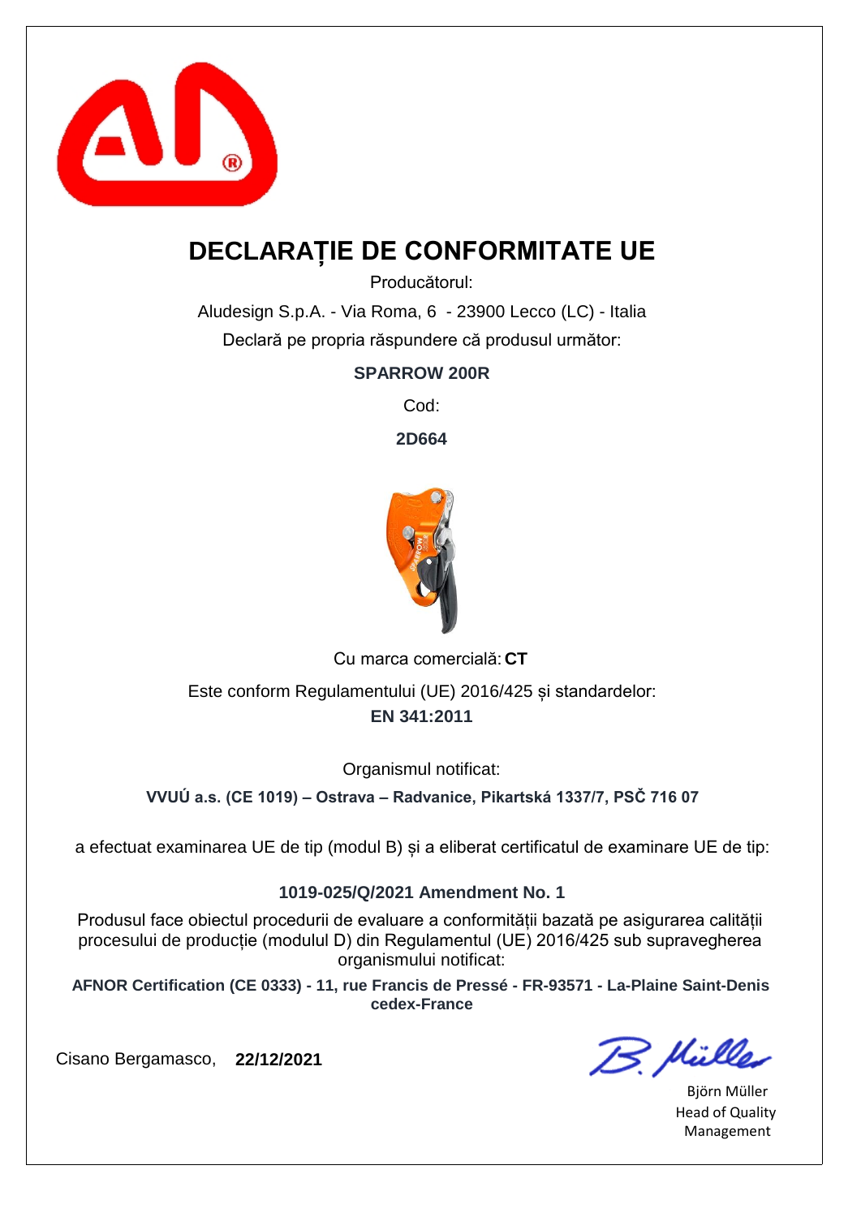# DECLARAȚIE DE CONFORMITATE UE

Producătorul:

Aludesign S.p.A. - Via Roma, 6 - 23900 Lecco (LC) - Italia

Declară pe propria răspundere că produsul următor:

**SPARROW 200R**

Cod:

**2D664**

Cu marca comercială: **CT**

Este conform Regulamentului (UE) 2016/425 și standardelor:

**EN 341:2011**

Organismul notificat:

**VVUÚ a.s. (CE 1019) – Ostrava – Radvanice, Pikartská 1337/7, PSČ 716 07**

a efectuat examinarea UE de tip (modul B) și a eliberat certificatul de examinare UE de tip:

**1019-025/Q/2021 Amendment No. 1**

Produsul face obiectul procedurii de evaluare a conformității bazată pe asigurarea calității procesului de producție (modulul D) din Regulamentul (UE) 2016/425 sub supravegherea organismului notificat:

**AFNOR Certification (CE 0333) - 11, rue Francis de Pressé - FR-93571 - La-Plaine Saint-Denis cedex-France**

Cisano Bergamasco, **22/12/2021**

Björn Müller
Head of Quality Management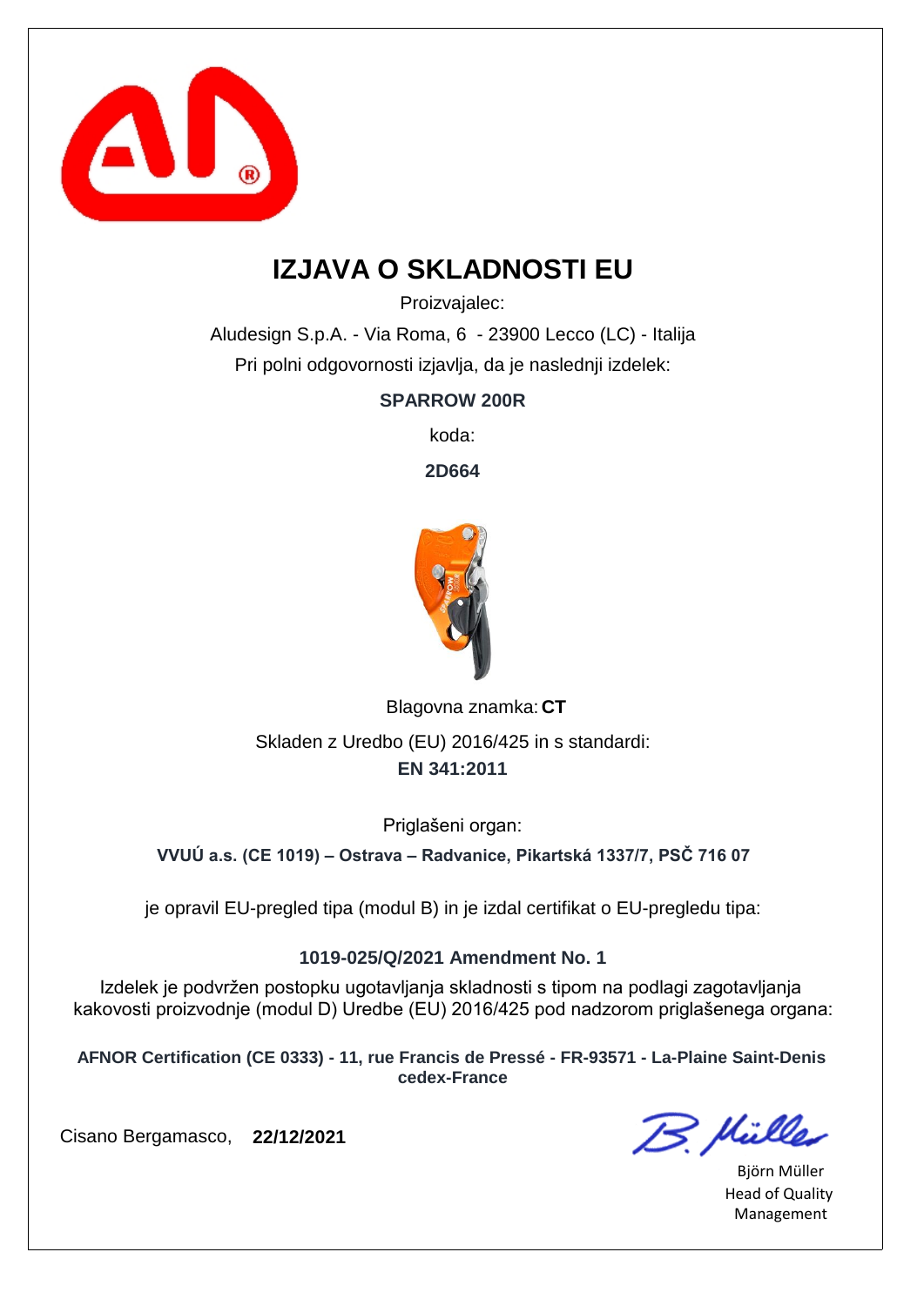# IZJAVA O SKLADNOSTI EU

Proizvajalec:

Aludesign S.p.A. - Via Roma, 6 - 23900 Lecco (LC) - Italija

Pri polni odgovornosti izjavlja, da je naslednji izdelek:

**SPARROW 200R**

koda:

**2D664**

Blagovna znamka: **CT**

Skladen z Uredbo (EU) 2016/425 in s standardi:

**EN 341:2011**

Priglašeni organ:

**VVUÚ a.s. (CE 1019) – Ostrava – Radvanice, Pikartská 1337/7, PSČ 716 07**

je opravil EU-pregled tipa (modul B) in je izdal certifikat o EU-pregledu tipa:

**1019-025/Q/2021 Amendment No. 1**

Izdelek je podvržen postopku ugotavljanja skladnosti s tipom na podlagi zagotavljanja kakovosti proizvodnje (modul D) Uredbe (EU) 2016/425 pod nadzorom priglašenega organa:

**AFNOR Certification (CE 0333) - 11, rue Francis de Pressé - FR-93571 - La-Plaine Saint-Denis cedex-France**

Cisano Bergamasco, **22/12/2021**

Björn Müller
Head of Quality Management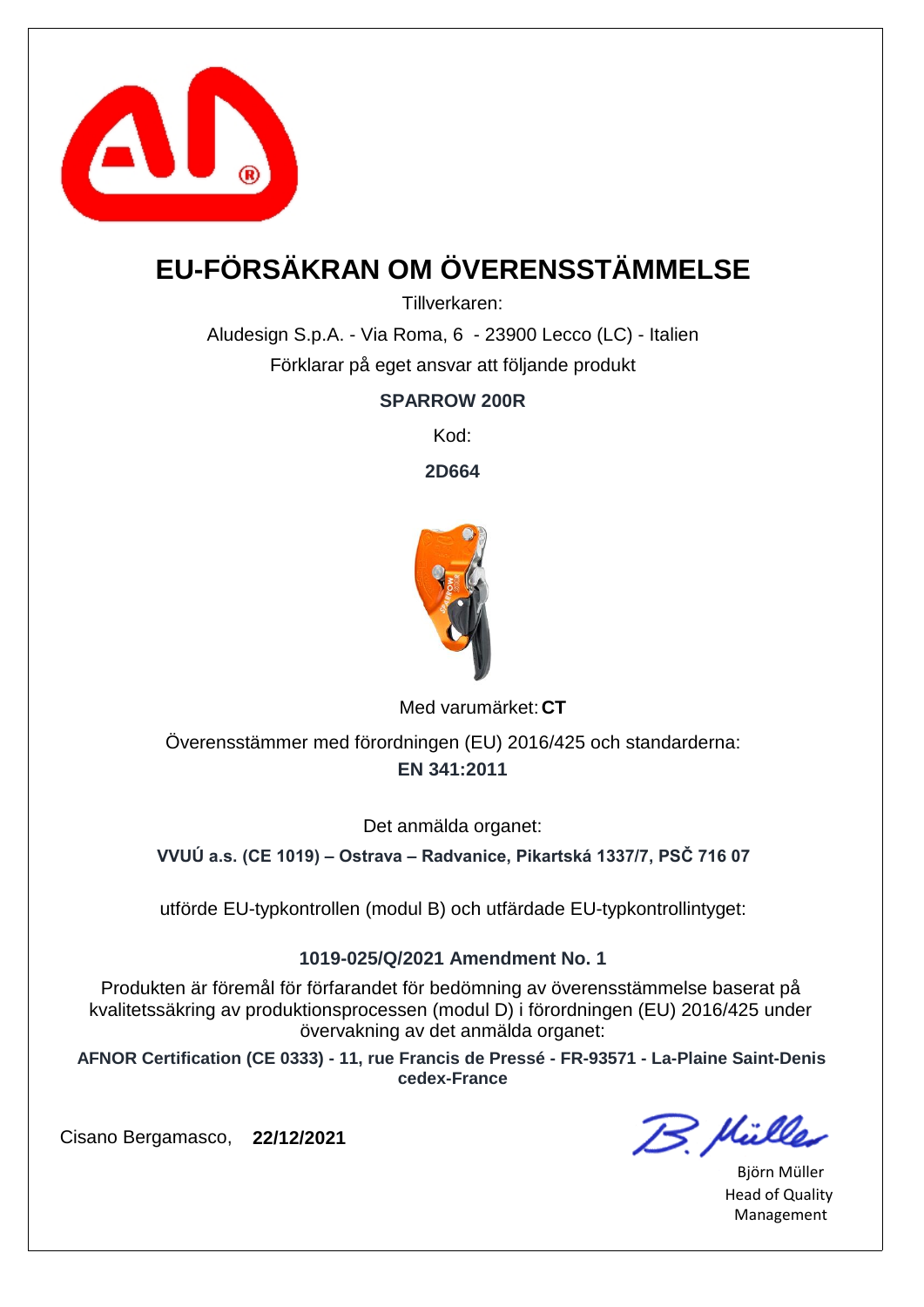# EU-FÖRSÄKRAN OM ÖVERENSSTÄMMELSE

Tillverkaren:

Aludesign S.p.A. - Via Roma, 6 - 23900 Lecco (LC) - Italien

Förklarar på eget ansvar att följande produkt

**SPARROW 200R**

Kod:

**2D664**

Med varumärket: **CT**

Överensstämmer med förordningen (EU) 2016/425 och standarderna:

**EN 341:2011**

Det anmälda organet:

**VVUÚ a.s. (CE 1019) – Ostrava – Radvanice, Pikartská 1337/7, PSČ 716 07**

utförde EU-typkontrollen (modul B) och utfärdade EU-typkontrollintyget:

**1019-025/Q/2021 Amendment No. 1**

Produkten är föremål för förfarandet för bedömning av överensstämmelse baserat på kvalitetssäkring av produktionsprocessen (modul D) i förordningen (EU) 2016/425 under övervakning av det anmälda organet:

**AFNOR Certification (CE 0333) - 11, rue Francis de Pressé - FR-93571 - La-Plaine Saint-Denis cedex-France**

Cisano Bergamasco, **22/12/2021**

Björn Müller
Head of Quality Management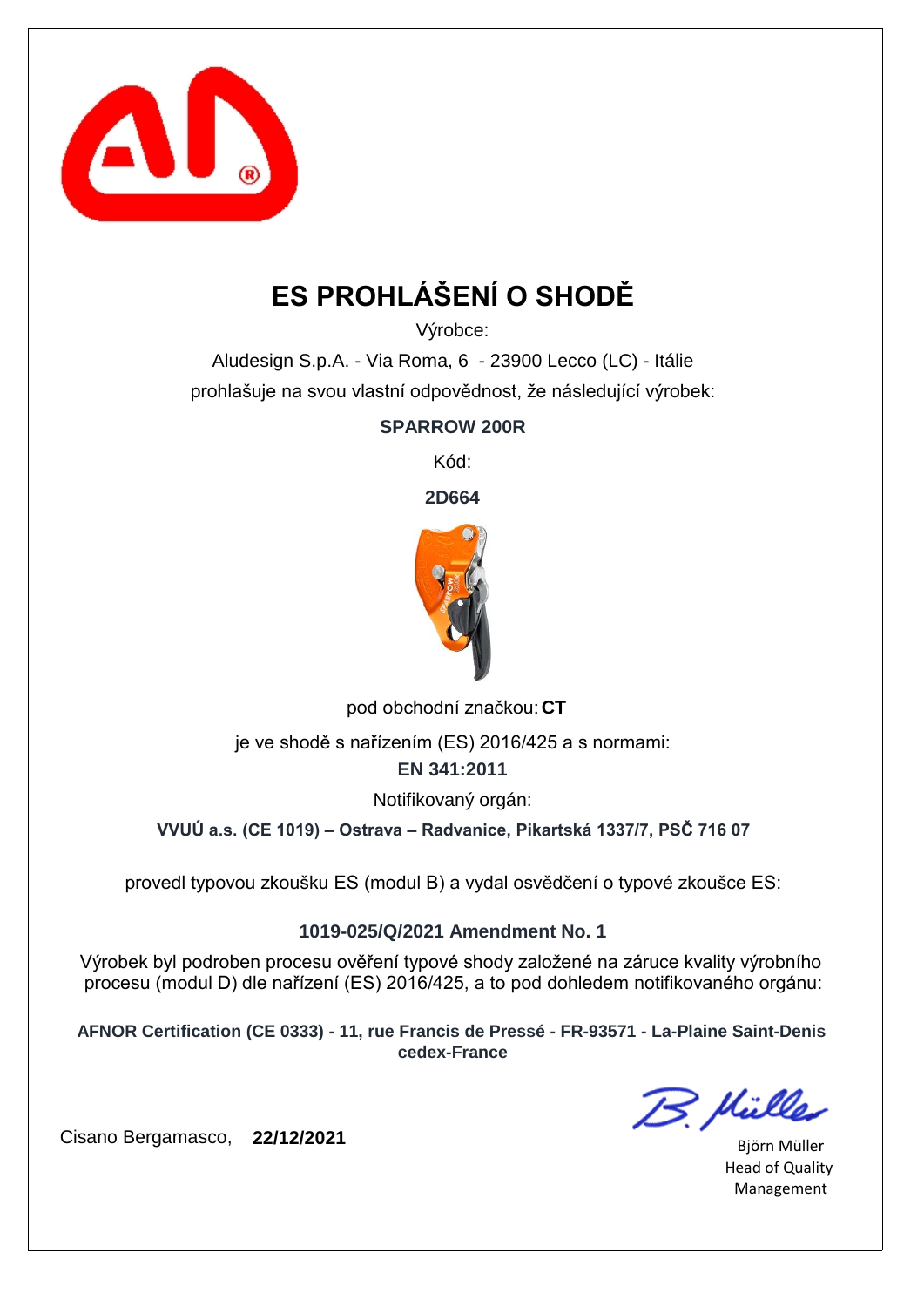# ES PROHLÁŠENÍ O SHODĚ

Výrobce:

Aludesign S.p.A. - Via Roma, 6 - 23900 Lecco (LC) - Itálie

prohlašuje na svou vlastní odpovědnost, že následující výrobek:

**SPARROW 200R**

Kód:

**2D664**

pod obchodní značkou: **CT**

je ve shodě s nařízením (ES) 2016/425 a s normami:

**EN 341:2011**

Notifikovaný orgán:

**VVUÚ a.s. (CE 1019) – Ostrava – Radvanice, Pikartská 1337/7, PSČ 716 07**

provedl typovou zkoušku ES (modul B) a vydal osvědčení o typové zkoušce ES:

**1019-025/Q/2021 Amendment No. 1**

Výrobek byl podroben procesu ověření typové shody založené na záruce kvality výrobního procesu (modul D) dle nařízení (ES) 2016/425, a to pod dohledem notifikovaného orgánu:

**AFNOR Certification (CE 0333) - 11, rue Francis de Pressé - FR-93571 - La-Plaine Saint-Denis cedex-France**

Cisano Bergamasco, **22/12/2021**

B. Müller

Björn Müller
Head of Quality
Management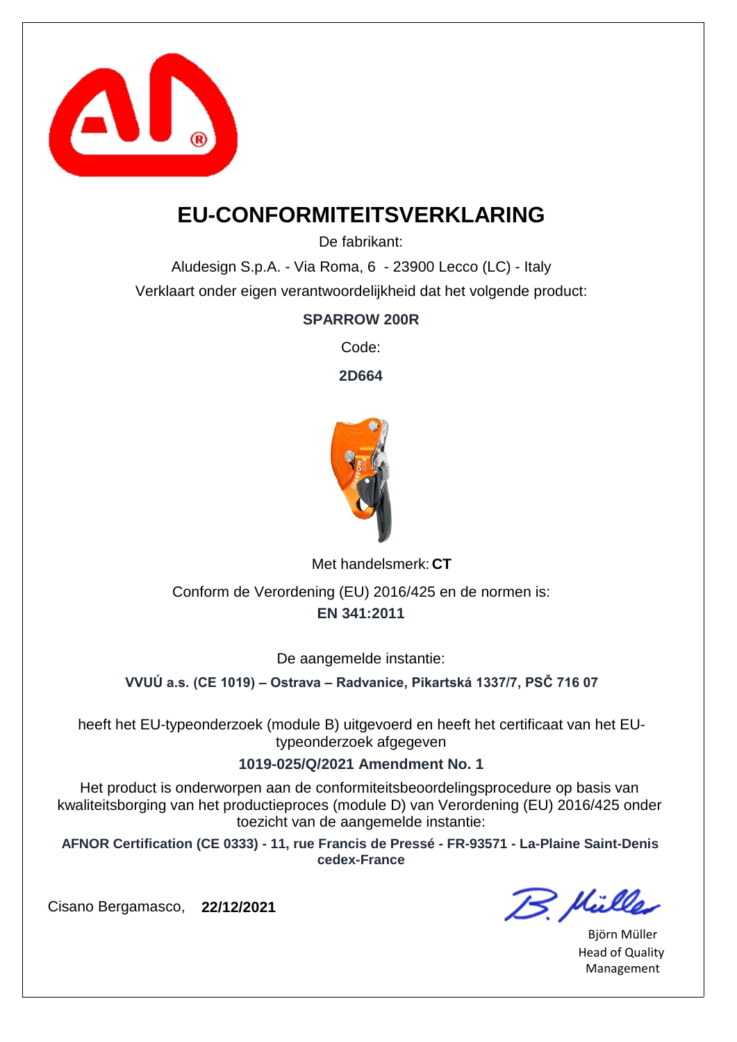# EU-CONFORMITEITSVERKLARING

De fabrikant:

Aludesign S.p.A. - Via Roma, 6 - 23900 Lecco (LC) - Italy

Verklaart onder eigen verantwoordelijkheid dat het volgende product:

**SPARROW 200R**

Code:

**2D664**

Met handelsmerk: **CT**

Conform de Verordening (EU) 2016/425 en de normen is:

**EN 341:2011**

De aangemelde instantie:

**VVUÚ a.s. (CE 1019) – Ostrava – Radvanice, Pikartská 1337/7, PSČ 716 07**

heeft het EU-typeonderzoek (module B) uitgevoerd en heeft het certificaat van het EU-typeonderzoek afgegeven

**1019-025/Q/2021 Amendment No. 1**

Het product is onderworpen aan de conformiteitsbeoordelingsprocedure op basis van kwaliteitsborging van het productieproces (module D) van Verordening (EU) 2016/425 onder toezicht van de aangemelde instantie:

**AFNOR Certification (CE 0333) - 11, rue Francis de Pressé - FR-93571 - La-Plaine Saint-Denis cedex-France**

Cisano Bergamasco, **22/12/2021**

Björn Müller
Head of Quality Management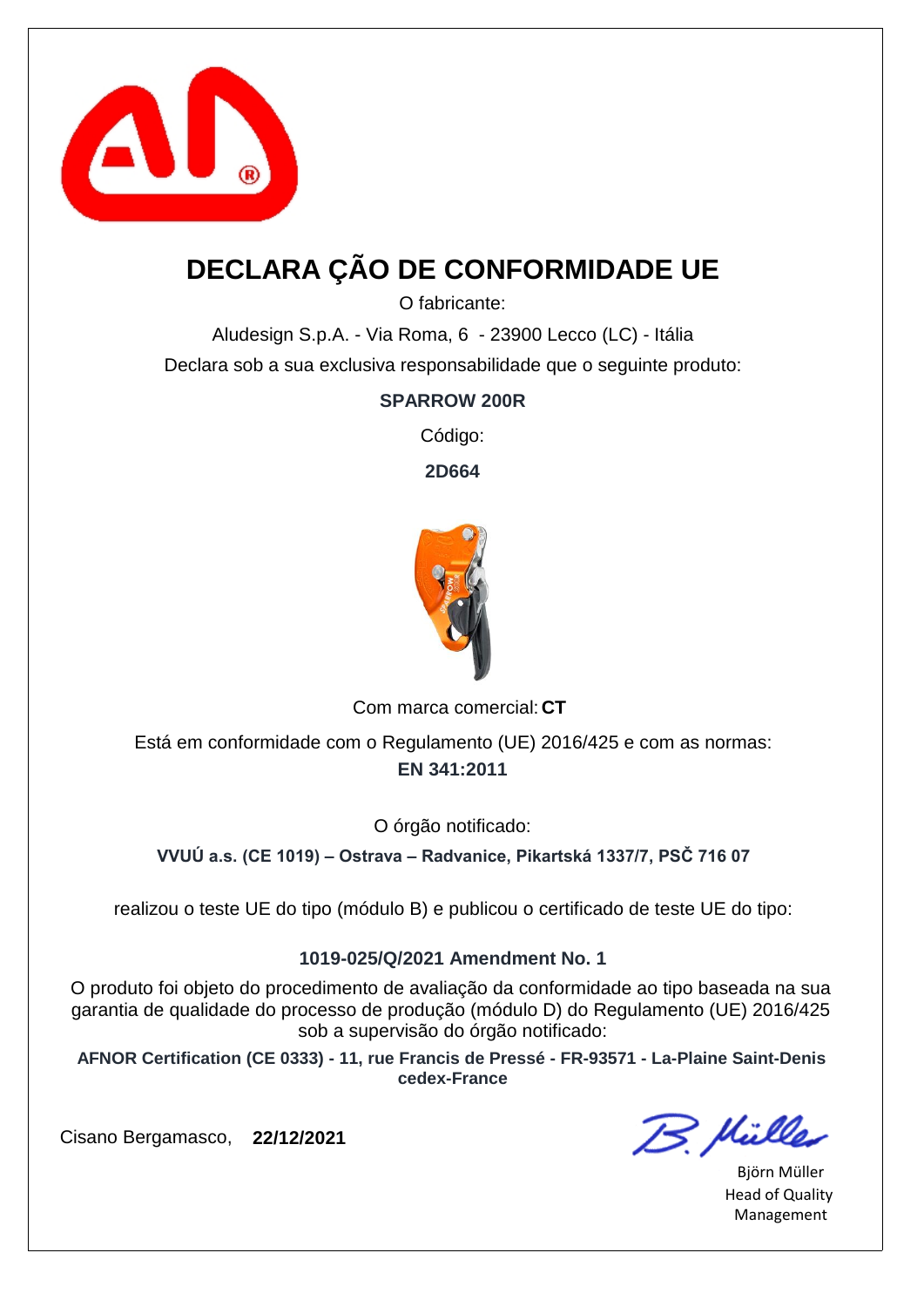# DECLARA ÇÃO DE CONFORMIDADE UE

O fabricante:

Aludesign S.p.A. - Via Roma, 6 - 23900 Lecco (LC) - Itália

Declara sob a sua exclusiva responsabilidade que o seguinte produto:

**SPARROW 200R**

Código:

**2D664**

Com marca comercial: **CT**

Está em conformidade com o Regulamento (UE) 2016/425 e com as normas:

**EN 341:2011**

O órgão notificado:

**VVUÚ a.s. (CE 1019) – Ostrava – Radvanice, Pikartská 1337/7, PSČ 716 07**

realizou o teste UE do tipo (módulo B) e publicou o certificado de teste UE do tipo:

**1019-025/Q/2021 Amendment No. 1**

O produto foi objeto do procedimento de avaliação da conformidade ao tipo baseada na sua garantia de qualidade do processo de produção (módulo D) do Regulamento (UE) 2016/425 sob a supervisão do órgão notificado:

**AFNOR Certification (CE 0333) - 11, rue Francis de Pressé - FR-93571 - La-Plaine Saint-Denis cedex-France**

Cisano Bergamasco, **22/12/2021**

Björn Müller
Head of Quality Management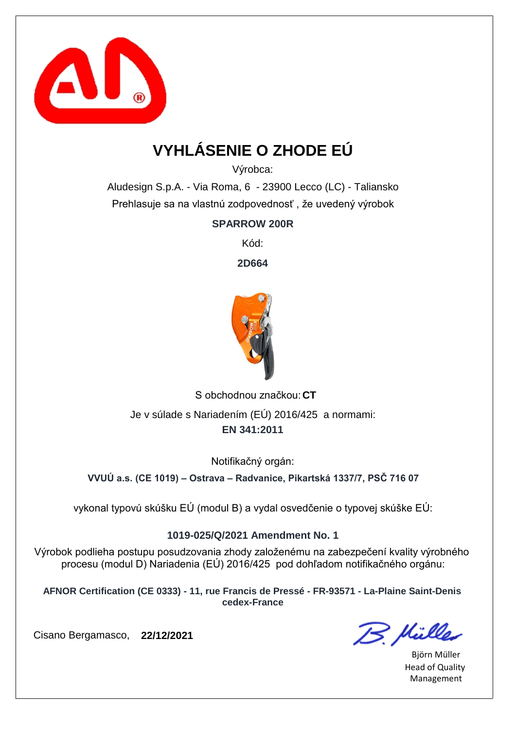# VYHLÁSENIE O ZHODE EÚ

Výrobca:

Aludesign S.p.A. - Via Roma, 6 - 23900 Lecco (LC) - Taliansko

Prehlasuje sa na vlastnú zodpovednosť , že uvedený výrobok

**SPARROW 200R**

Kód:

**2D664**

S obchodnou značkou: **CT**

Je v súlade s Nariadením (EÚ) 2016/425 a normami:

**EN 341:2011**

Notifikačný orgán:

**VVUÚ a.s. (CE 1019) – Ostrava – Radvanice, Pikartská 1337/7, PSČ 716 07**

vykonal typovú skúšku EÚ (modul B) a vydal osvedčenie o typovej skúške EÚ:

**1019-025/Q/2021 Amendment No. 1**

Výrobok podlieha postupu posudzovania zhody založenému na zabezpečení kvality výrobného procesu (modul D) Nariadenia (EÚ) 2016/425 pod dohľadom notifikačného orgánu:

**AFNOR Certification (CE 0333) - 11, rue Francis de Pressé - FR-93571 - La-Plaine Saint-Denis cedex-France**

Cisano Bergamasco, **22/12/2021**

B. Müller

Björn Müller
Head of Quality Management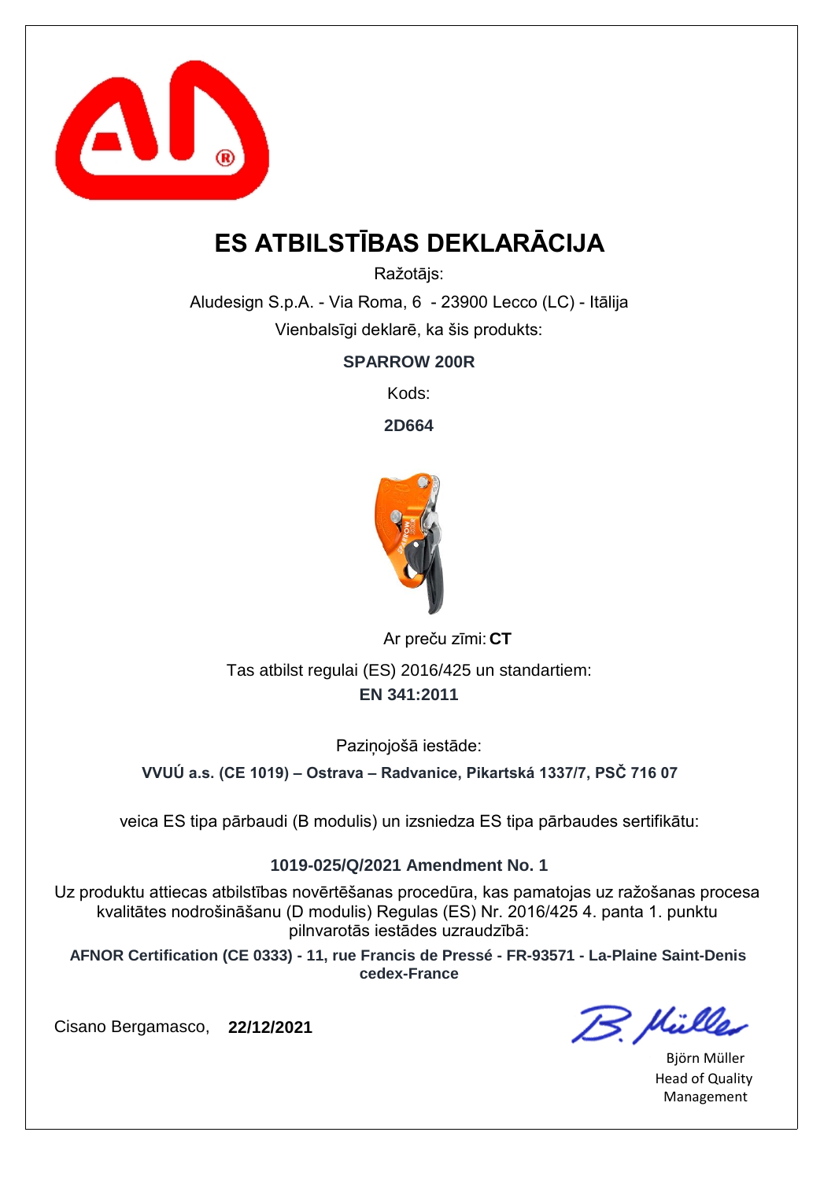# ES ATBILSTĪBAS DEKLARĀCIJA

Ražotājs:

Aludesign S.p.A. - Via Roma, 6 - 23900 Lecco (LC) - Itālija

Vienbalsīgi deklarē, ka šis produkts:

**SPARROW 200R**

Kods:

**2D664**

Ar preču zīmi: **CT**

Tas atbilst regulai (ES) 2016/425 un standartiem:

**EN 341:2011**

Paziņojošā iestāde:

**VVUÚ a.s. (CE 1019) – Ostrava – Radvanice, Pikartská 1337/7, PSČ 716 07**

veica ES tipa pārbaudi (B modulis) un izsniedza ES tipa pārbaudes sertifikātu:

**1019-025/Q/2021 Amendment No. 1**

Uz produktu attiecas atbilstības novērtēšanas procedūra, kas pamatojas uz ražošanas procesa kvalitātes nodrošināšanu (D modulis) Regulas (ES) Nr. 2016/425 4. panta 1. punktu pilnvarotās iestādes uzraudzībā:

**AFNOR Certification (CE 0333) - 11, rue Francis de Pressé - FR-93571 - La-Plaine Saint-Denis cedex-France**

Cisano Bergamasco, **22/12/2021**

Björn Müller
Head of Quality Management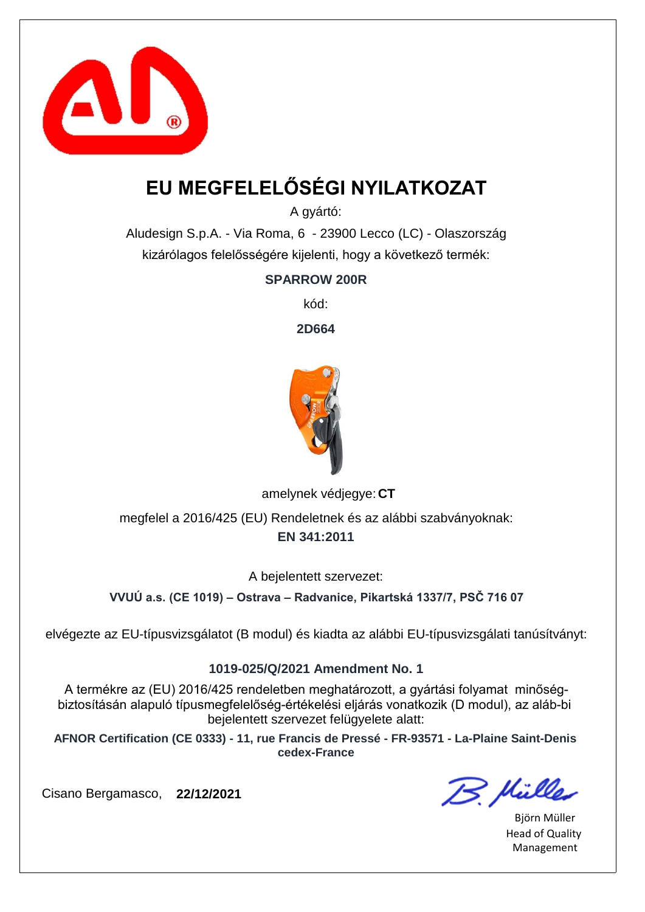# EU MEGFELELŐSÉGI NYILATKOZAT

A gyártó:

Aludesign S.p.A. - Via Roma, 6 - 23900 Lecco (LC) - Olaszország

kizárólagos felelősségére kijelenti, hogy a következő termék:

**SPARROW 200R**

kód:

**2D664**

amelynek védjegye: **CT**

megfelel a 2016/425 (EU) Rendeletnek és az alábbi szabványoknak:

**EN 341:2011**

A bejelentett szervezet:

**VVUÚ a.s. (CE 1019) – Ostrava – Radvanice, Pikartská 1337/7, PSČ 716 07**

elvégezte az EU-típusvizsgálatot (B modul) és kiadta az alábbi EU-típusvizsgálati tanúsítványt:

**1019-025/Q/2021 Amendment No. 1**

A termékre az (EU) 2016/425 rendeletben meghatározott, a gyártási folyamat minőség-biztosításán alapuló típusmegfelelőség-értékelési eljárás vonatkozik (D modul), az aláb-bi bejelentett szervezet felügyelete alatt:

**AFNOR Certification (CE 0333) - 11, rue Francis de Pressé - FR-93571 - La-Plaine Saint-Denis cedex-France**

Cisano Bergamasco, **22/12/2021**

Björn Müller
Head of Quality Management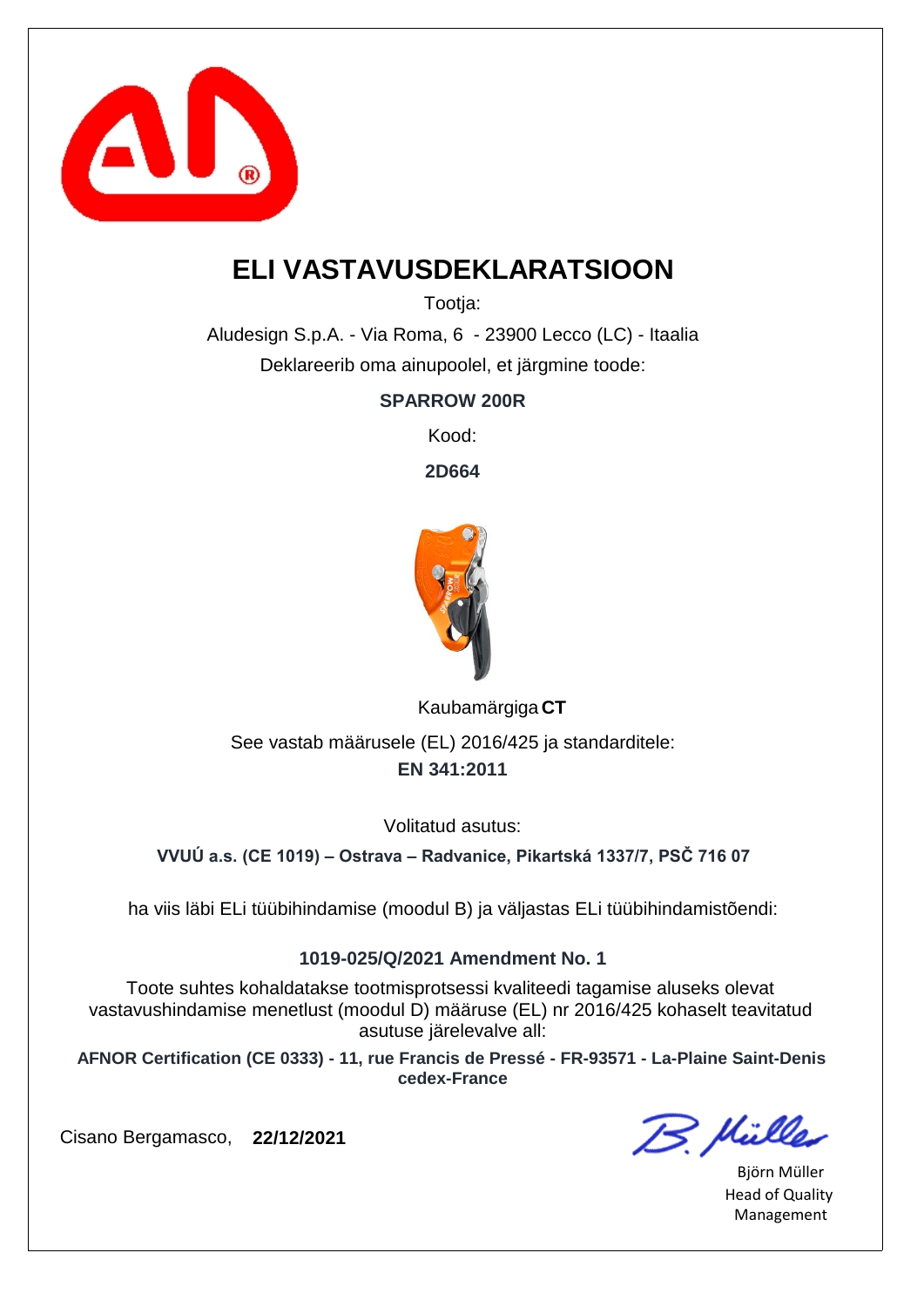# ELI VASTAVUSDEKLARATSIOON

Tootja:

Aludesign S.p.A. - Via Roma, 6 - 23900 Lecco (LC) - Itaalia

Deklareerib oma ainupoolel, et järgmine toode:

**SPARROW 200R**

Kood:

**2D664**

Kaubamärgiga **CT**

See vastab määrusele (EL) 2016/425 ja standarditele:

**EN 341:2011**

Volitatud asutus:

**VVUÚ a.s. (CE 1019) – Ostrava – Radvanice, Pikartská 1337/7, PSČ 716 07**

ha viis läbi ELi tüübihindamise (moodul B) ja väljastas ELi tüübihindamistõendi:

**1019-025/Q/2021 Amendment No. 1**

Toote suhtes kohaldatakse tootmisprotsessi kvaliteedi tagamise aluseks olevat vastavushindamise menetlust (moodul D) määruse (EL) nr 2016/425 kohaselt teavitatud asutuse järelevalve all:

**AFNOR Certification (CE 0333) - 11, rue Francis de Pressé - FR-93571 - La-Plaine Saint-Denis cedex-France**

Cisano Bergamasco, **22/12/2021**

Björn Müller
Head of Quality Management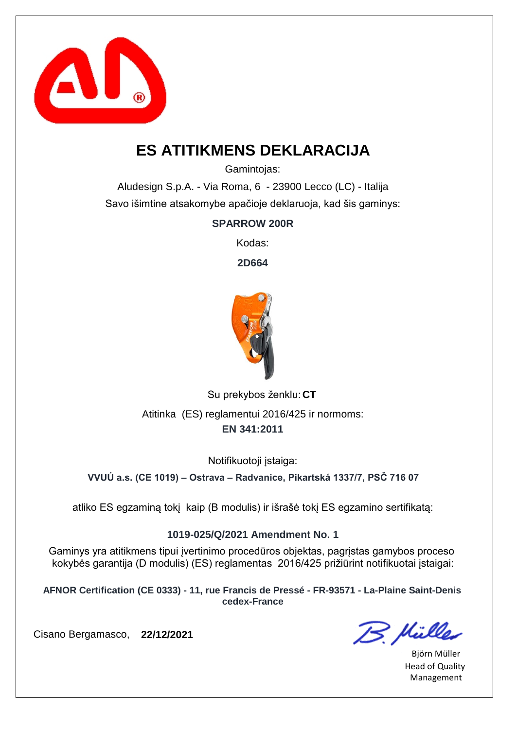# ES ATITIKMENS DEKLARACIJA

Gamintojas:

Aludesign S.p.A. - Via Roma, 6 - 23900 Lecco (LC) - Italija

Savo išimtine atsakomybe apačioje deklaruoja, kad šis gaminys:

**SPARROW 200R**

Kodas:

**2D664**

Su prekybos ženklu: **CT**

Atitinka (ES) reglamentui 2016/425 ir normoms:

**EN 341:2011**

Notifikuotoji įstaiga:

**VVUÚ a.s. (CE 1019) – Ostrava – Radvanice, Pikartská 1337/7, PSČ 716 07**

atliko ES egzaminą tokį kaip (B modulis) ir išrašė tokį ES egzamino sertifikatą:

**1019-025/Q/2021 Amendment No. 1**

Gaminys yra atitikmens tipui įvertinimo procedūros objektas, pagrįstas gamybos proceso kokybės garantija (D modulis) (ES) reglamentas 2016/425 prižiūrint notifikuotai įstaigai:

**AFNOR Certification (CE 0333) - 11, rue Francis de Pressé - FR-93571 - La-Plaine Saint-Denis cedex-France**

Cisano Bergamasco, **22/12/2021**

Björn Müller
Head of Quality Management